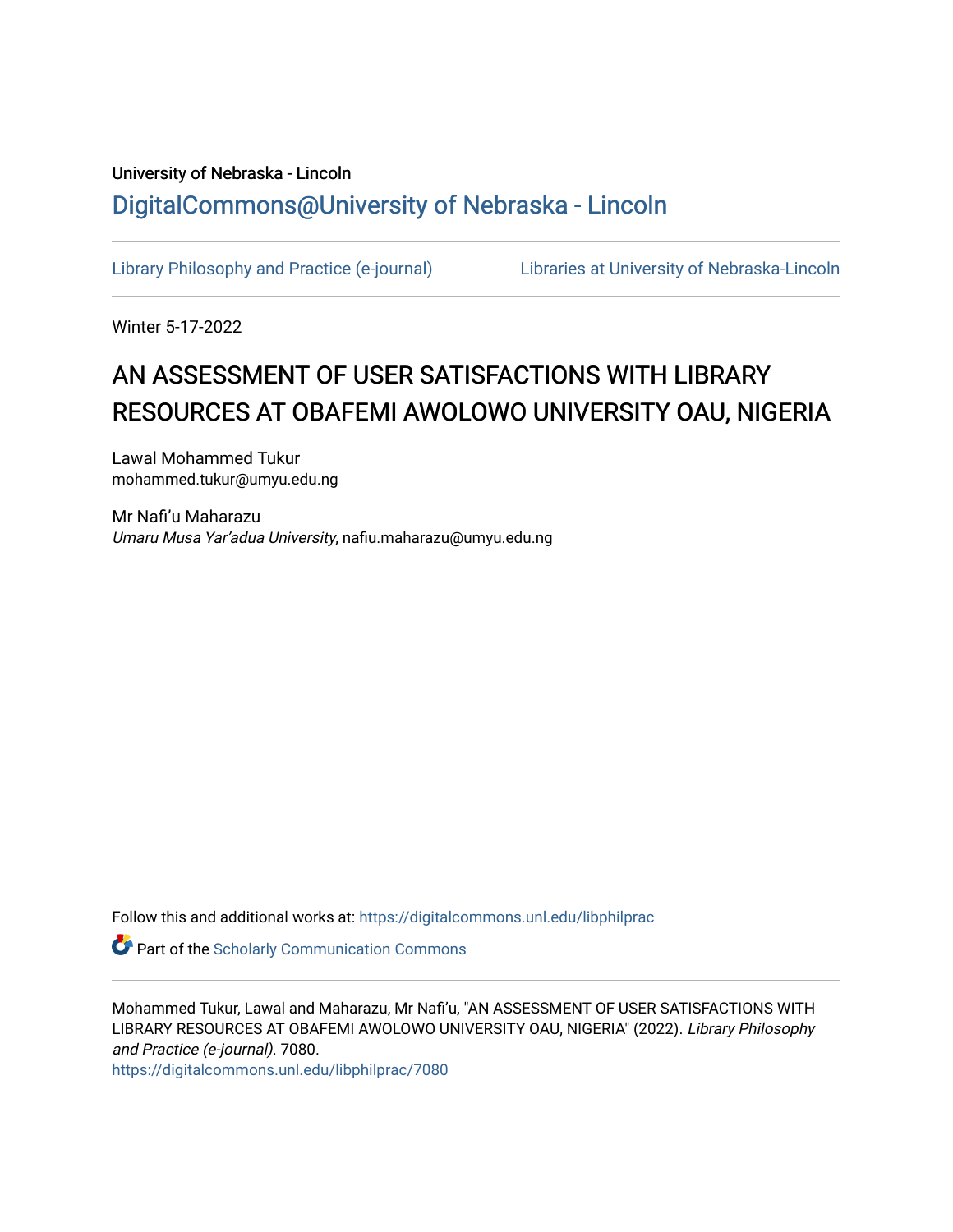University of Nebraska - Lincoln

DigitalCommons@University of Nebraska - Lincoln

Library Philosophy and Practice (e-journal) | Libraries at University of Nebraska-Lincoln

Winter 5-17-2022

# AN ASSESSMENT OF USER SATISFACTIONS WITH LIBRARY RESOURCES AT OBAFEMI AWOLOWO UNIVERSITY OAU, NIGERIA

Lawal Mohammed Tukur
mohammed.tukur@umyu.edu.ng

Mr Nafi'u Maharazu
*Umaru Musa Yar'adua University*, nafiu.maharazu@umyu.edu.ng

Follow this and additional works at: https://digitalcommons.unl.edu/libphilprac

Part of the Scholarly Communication Commons

Mohammed Tukur, Lawal and Maharazu, Mr Nafi'u, "AN ASSESSMENT OF USER SATISFACTIONS WITH LIBRARY RESOURCES AT OBAFEMI AWOLOWO UNIVERSITY OAU, NIGERIA" (2022). *Library Philosophy and Practice (e-journal)*. 7080.
https://digitalcommons.unl.edu/libphilprac/7080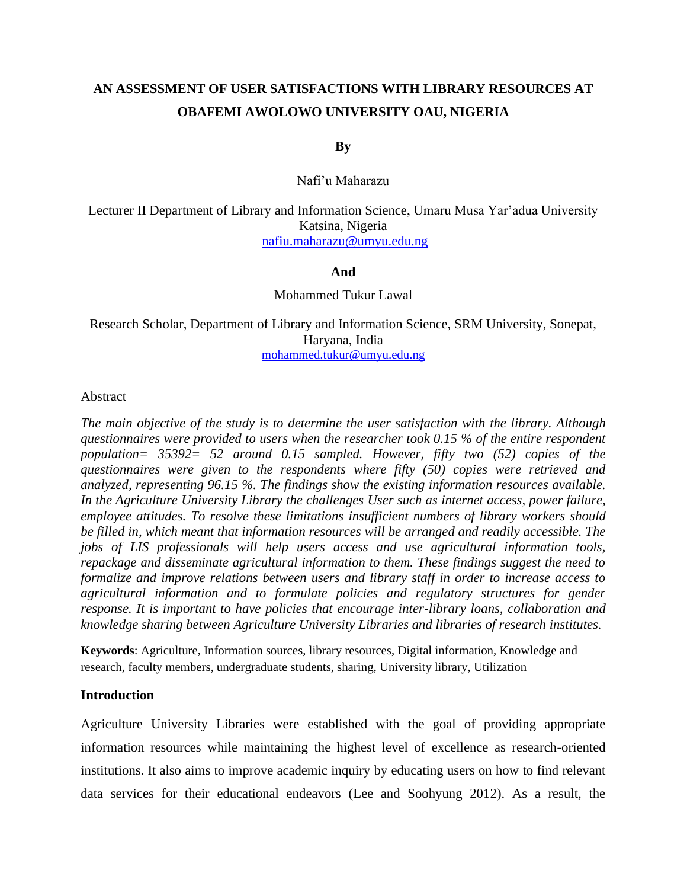# AN ASSESSMENT OF USER SATISFACTIONS WITH LIBRARY RESOURCES AT OBAFEMI AWOLOWO UNIVERSITY OAU, NIGERIA

**By**

Nafi'u Maharazu

Lecturer II Department of Library and Information Science, Umaru Musa Yar'adua University Katsina, Nigeria
nafiu.maharazu@umyu.edu.ng

**And**

Mohammed Tukur Lawal

Research Scholar, Department of Library and Information Science, SRM University, Sonepat, Haryana, India
mohammed.tukur@umyu.edu.ng

Abstract

*The main objective of the study is to determine the user satisfaction with the library. Although questionnaires were provided to users when the researcher took 0.15 % of the entire respondent population= 35392= 52 around 0.15 sampled. However, fifty two (52) copies of the questionnaires were given to the respondents where fifty (50) copies were retrieved and analyzed, representing 96.15 %. The findings show the existing information resources available. In the Agriculture University Library the challenges User such as internet access, power failure, employee attitudes. To resolve these limitations insufficient numbers of library workers should be filled in, which meant that information resources will be arranged and readily accessible. The jobs of LIS professionals will help users access and use agricultural information tools, repackage and disseminate agricultural information to them. These findings suggest the need to formalize and improve relations between users and library staff in order to increase access to agricultural information and to formulate policies and regulatory structures for gender response. It is important to have policies that encourage inter-library loans, collaboration and knowledge sharing between Agriculture University Libraries and libraries of research institutes.*

**Keywords**: Agriculture, Information sources, library resources, Digital information, Knowledge and research, faculty members, undergraduate students, sharing, University library, Utilization

## Introduction

Agriculture University Libraries were established with the goal of providing appropriate information resources while maintaining the highest level of excellence as research-oriented institutions. It also aims to improve academic inquiry by educating users on how to find relevant data services for their educational endeavors (Lee and Soohyung 2012). As a result, the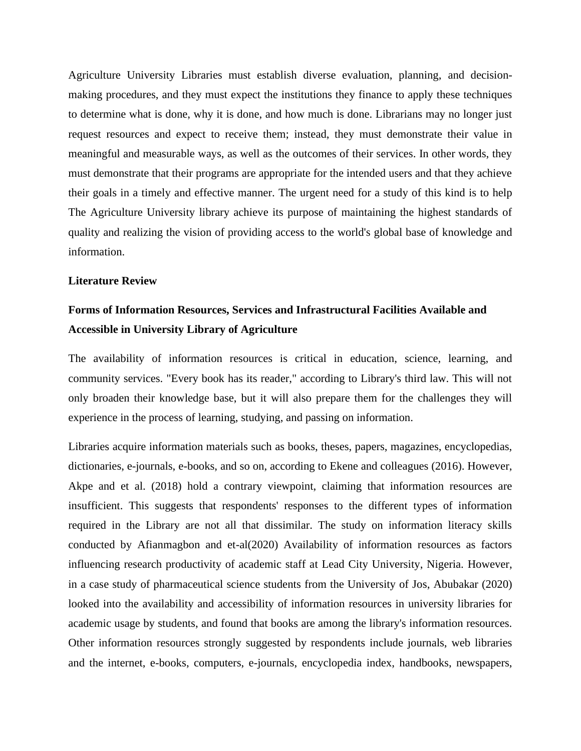Agriculture University Libraries must establish diverse evaluation, planning, and decision-making procedures, and they must expect the institutions they finance to apply these techniques to determine what is done, why it is done, and how much is done. Librarians may no longer just request resources and expect to receive them; instead, they must demonstrate their value in meaningful and measurable ways, as well as the outcomes of their services. In other words, they must demonstrate that their programs are appropriate for the intended users and that they achieve their goals in a timely and effective manner. The urgent need for a study of this kind is to help The Agriculture University library achieve its purpose of maintaining the highest standards of quality and realizing the vision of providing access to the world's global base of knowledge and information.

## Literature Review

### Forms of Information Resources, Services and Infrastructural Facilities Available and Accessible in University Library of Agriculture

The availability of information resources is critical in education, science, learning, and community services. "Every book has its reader," according to Library's third law. This will not only broaden their knowledge base, but it will also prepare them for the challenges they will experience in the process of learning, studying, and passing on information.

Libraries acquire information materials such as books, theses, papers, magazines, encyclopedias, dictionaries, e-journals, e-books, and so on, according to Ekene and colleagues (2016). However, Akpe and et al. (2018) hold a contrary viewpoint, claiming that information resources are insufficient. This suggests that respondents' responses to the different types of information required in the Library are not all that dissimilar. The study on information literacy skills conducted by Afianmagbon and et-al(2020) Availability of information resources as factors influencing research productivity of academic staff at Lead City University, Nigeria. However, in a case study of pharmaceutical science students from the University of Jos, Abubakar (2020) looked into the availability and accessibility of information resources in university libraries for academic usage by students, and found that books are among the library's information resources. Other information resources strongly suggested by respondents include journals, web libraries and the internet, e-books, computers, e-journals, encyclopedia index, handbooks, newspapers,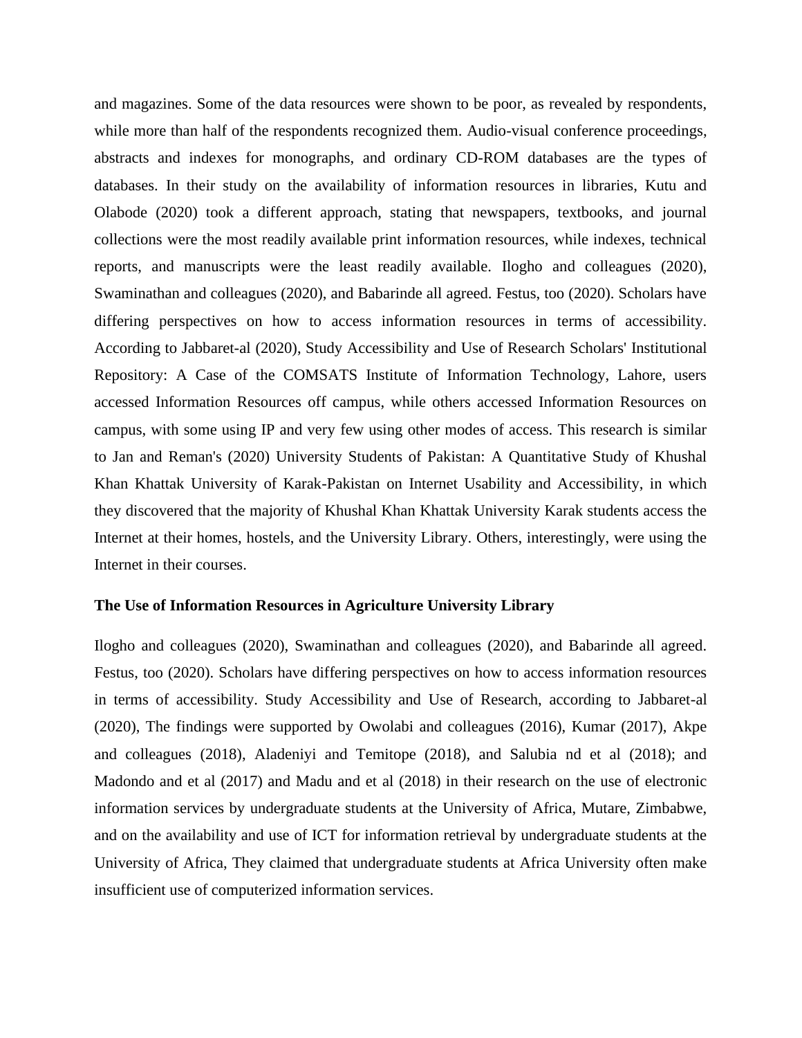and magazines. Some of the data resources were shown to be poor, as revealed by respondents, while more than half of the respondents recognized them. Audio-visual conference proceedings, abstracts and indexes for monographs, and ordinary CD-ROM databases are the types of databases. In their study on the availability of information resources in libraries, Kutu and Olabode (2020) took a different approach, stating that newspapers, textbooks, and journal collections were the most readily available print information resources, while indexes, technical reports, and manuscripts were the least readily available. Ilogho and colleagues (2020), Swaminathan and colleagues (2020), and Babarinde all agreed. Festus, too (2020). Scholars have differing perspectives on how to access information resources in terms of accessibility. According to Jabbaret-al (2020), Study Accessibility and Use of Research Scholars' Institutional Repository: A Case of the COMSATS Institute of Information Technology, Lahore, users accessed Information Resources off campus, while others accessed Information Resources on campus, with some using IP and very few using other modes of access. This research is similar to Jan and Reman's (2020) University Students of Pakistan: A Quantitative Study of Khushal Khan Khattak University of Karak-Pakistan on Internet Usability and Accessibility, in which they discovered that the majority of Khushal Khan Khattak University Karak students access the Internet at their homes, hostels, and the University Library. Others, interestingly, were using the Internet in their courses.

**The Use of Information Resources in Agriculture University Library**

Ilogho and colleagues (2020), Swaminathan and colleagues (2020), and Babarinde all agreed. Festus, too (2020). Scholars have differing perspectives on how to access information resources in terms of accessibility. Study Accessibility and Use of Research, according to Jabbaret-al (2020), The findings were supported by Owolabi and colleagues (2016), Kumar (2017), Akpe and colleagues (2018), Aladeniyi and Temitope (2018), and Salubia nd et al (2018); and Madondo and et al (2017) and Madu and et al (2018) in their research on the use of electronic information services by undergraduate students at the University of Africa, Mutare, Zimbabwe, and on the availability and use of ICT for information retrieval by undergraduate students at the University of Africa, They claimed that undergraduate students at Africa University often make insufficient use of computerized information services.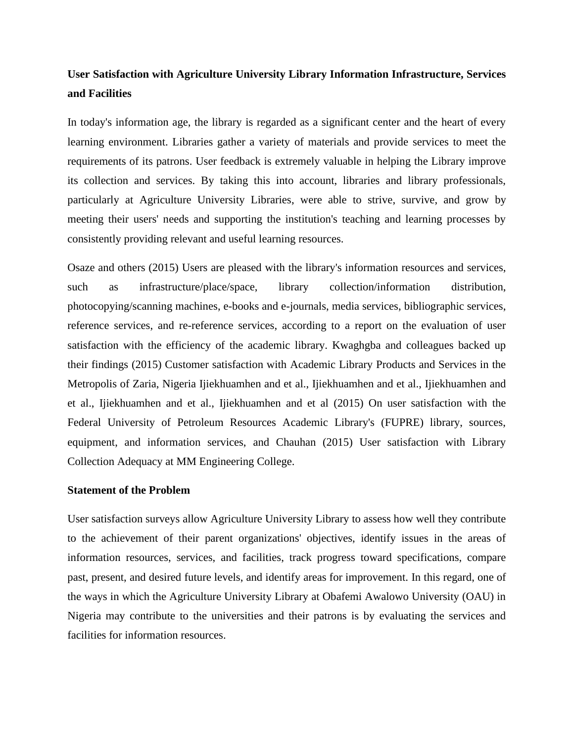**User Satisfaction with Agriculture University Library Information Infrastructure, Services and Facilities**

In today's information age, the library is regarded as a significant center and the heart of every learning environment. Libraries gather a variety of materials and provide services to meet the requirements of its patrons. User feedback is extremely valuable in helping the Library improve its collection and services. By taking this into account, libraries and library professionals, particularly at Agriculture University Libraries, were able to strive, survive, and grow by meeting their users' needs and supporting the institution's teaching and learning processes by consistently providing relevant and useful learning resources.

Osaze and others (2015) Users are pleased with the library's information resources and services, such as infrastructure/place/space, library collection/information distribution, photocopying/scanning machines, e-books and e-journals, media services, bibliographic services, reference services, and re-reference services, according to a report on the evaluation of user satisfaction with the efficiency of the academic library. Kwaghgba and colleagues backed up their findings (2015) Customer satisfaction with Academic Library Products and Services in the Metropolis of Zaria, Nigeria Ijiekhuamhen and et al., Ijiekhuamhen and et al., Ijiekhuamhen and et al., Ijiekhuamhen and et al., Ijiekhuamhen and et al (2015) On user satisfaction with the Federal University of Petroleum Resources Academic Library's (FUPRE) library, sources, equipment, and information services, and Chauhan (2015) User satisfaction with Library Collection Adequacy at MM Engineering College.

**Statement of the Problem**

User satisfaction surveys allow Agriculture University Library to assess how well they contribute to the achievement of their parent organizations' objectives, identify issues in the areas of information resources, services, and facilities, track progress toward specifications, compare past, present, and desired future levels, and identify areas for improvement. In this regard, one of the ways in which the Agriculture University Library at Obafemi Awalowo University (OAU) in Nigeria may contribute to the universities and their patrons is by evaluating the services and facilities for information resources.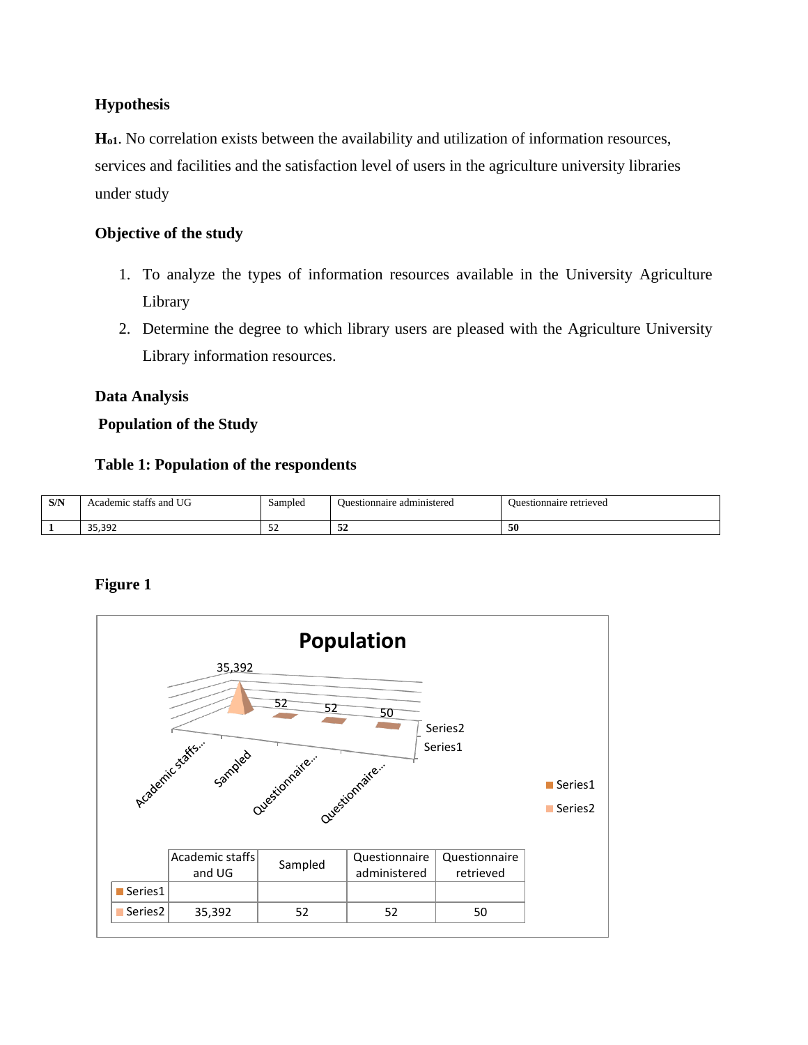**Hypothesis**

**H$_{o1}$**. No correlation exists between the availability and utilization of information resources, services and facilities and the satisfaction level of users in the agriculture university libraries under study

**Objective of the study**

1. To analyze the types of information resources available in the University Agriculture Library
2. Determine the degree to which library users are pleased with the Agriculture University Library information resources.

**Data Analysis**

**Population of the Study**

**Table 1: Population of the respondents**

| S/N | Academic staffs and UG | Sampled | Questionnaire administered | Questionnaire retrieved |
|---|---|---|---|---|
| **1** | 35,392 | 52 | **52** | **50** |

**Figure 1**

Population

| | Academic staffs and UG | Sampled | Questionnaire administered | Questionnaire retrieved |
|---|---|---|---|---|
| Series1 | | | | |
| Series2 | 35,392 | 52 | 52 | 50 |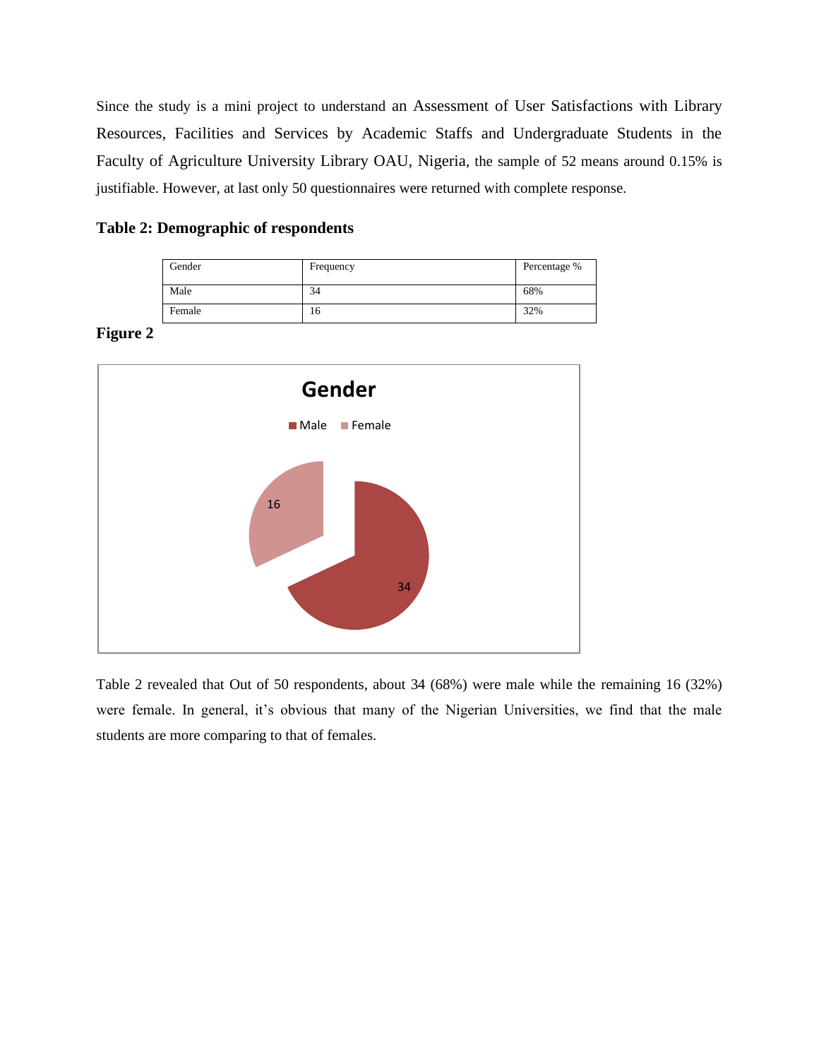Since the study is a mini project to understand an Assessment of User Satisfactions with Library Resources, Facilities and Services by Academic Staffs and Undergraduate Students in the Faculty of Agriculture University Library OAU, Nigeria, the sample of 52 means around 0.15% is justifiable. However, at last only 50 questionnaires were returned with complete response.

**Table 2: Demographic of respondents**

| Gender | Frequency | Percentage % |
|---|---|---|
| Male | 34 | 68% |
| Female | 16 | 32% |

**Figure 2**

Table 2 revealed that Out of 50 respondents, about 34 (68%) were male while the remaining 16 (32%) were female. In general, it's obvious that many of the Nigerian Universities, we find that the male students are more comparing to that of females.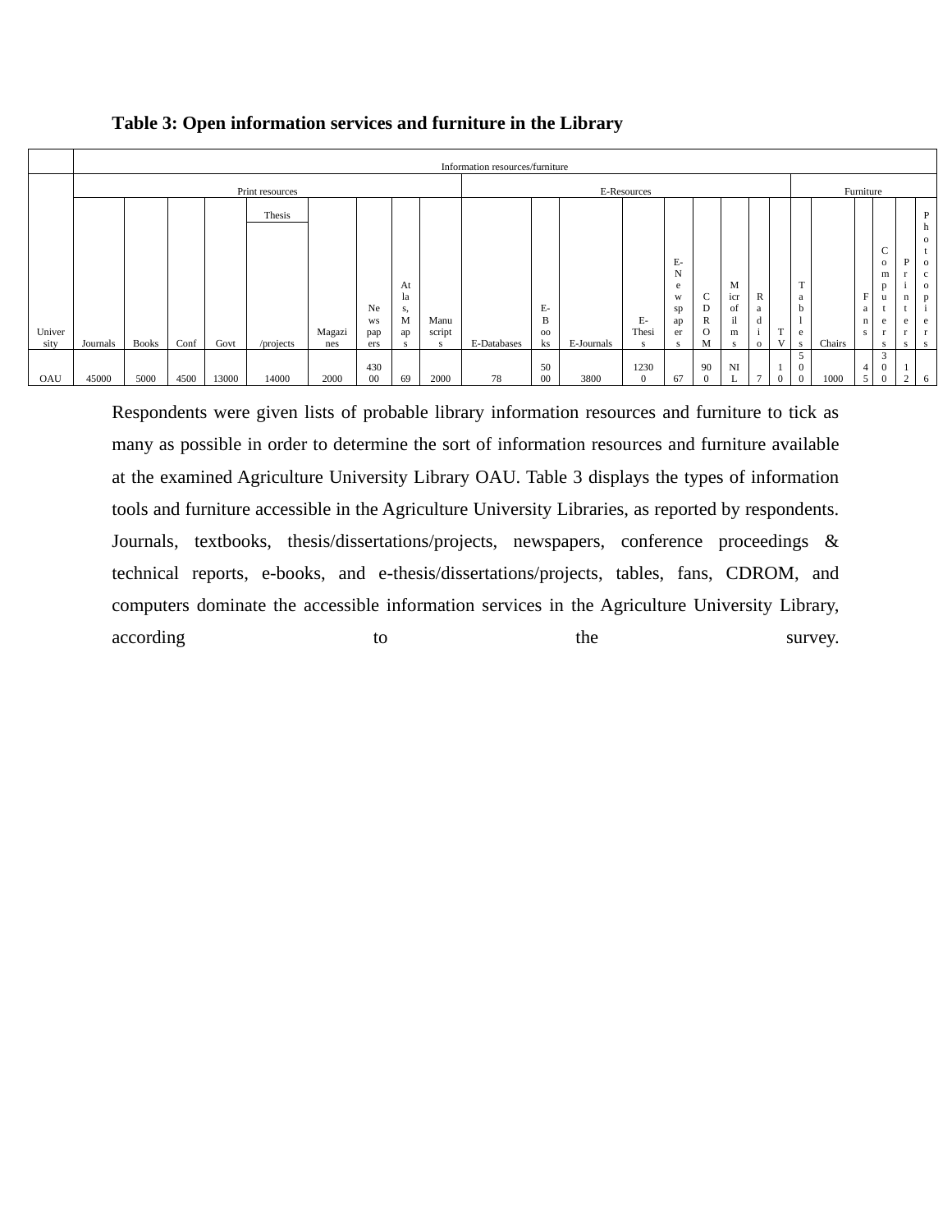**Table 3: Open information services and furniture in the Library**

| University | Information resources/furniture | | | | | | | | | | | | | | | | | | | | | | | | | |
|---|---|---|---|---|---|---|---|---|---|---|---|---|---|---|---|---|---|---|---|---|---|---|---|---|---|---|
| | Print resources | | | | | | | | | E-Resources | | | | | | | | | | Furniture | | | | | | |
| | Journals | Books | Conf | Govt | Thesis /projects | Magazines | Newspapers | Atlas, Maps | Manuscripts | E-Databases | E-Books | E-Journals | E-Thesis | E-Newspapers | CDROM | Microfilms | Radio | TV | Tables | Chairs | Fans | Computers | Printers | Photocopiers |
| OAU | 45000 | 5000 | 4500 | 13000 | 14000 | 2000 | 43000 | 69 | 2000 | 78 | 5000 | 3800 | 12300 | 67 | 900 | NIL | 7 | 10 | 500 | 1000 | 45 | 300 | 12 | 6 |

Respondents were given lists of probable library information resources and furniture to tick as many as possible in order to determine the sort of information resources and furniture available at the examined Agriculture University Library OAU. Table 3 displays the types of information tools and furniture accessible in the Agriculture University Libraries, as reported by respondents. Journals, textbooks, thesis/dissertations/projects, newspapers, conference proceedings & technical reports, e-books, and e-thesis/dissertations/projects, tables, fans, CDROM, and computers dominate the accessible information services in the Agriculture University Library, according to the survey.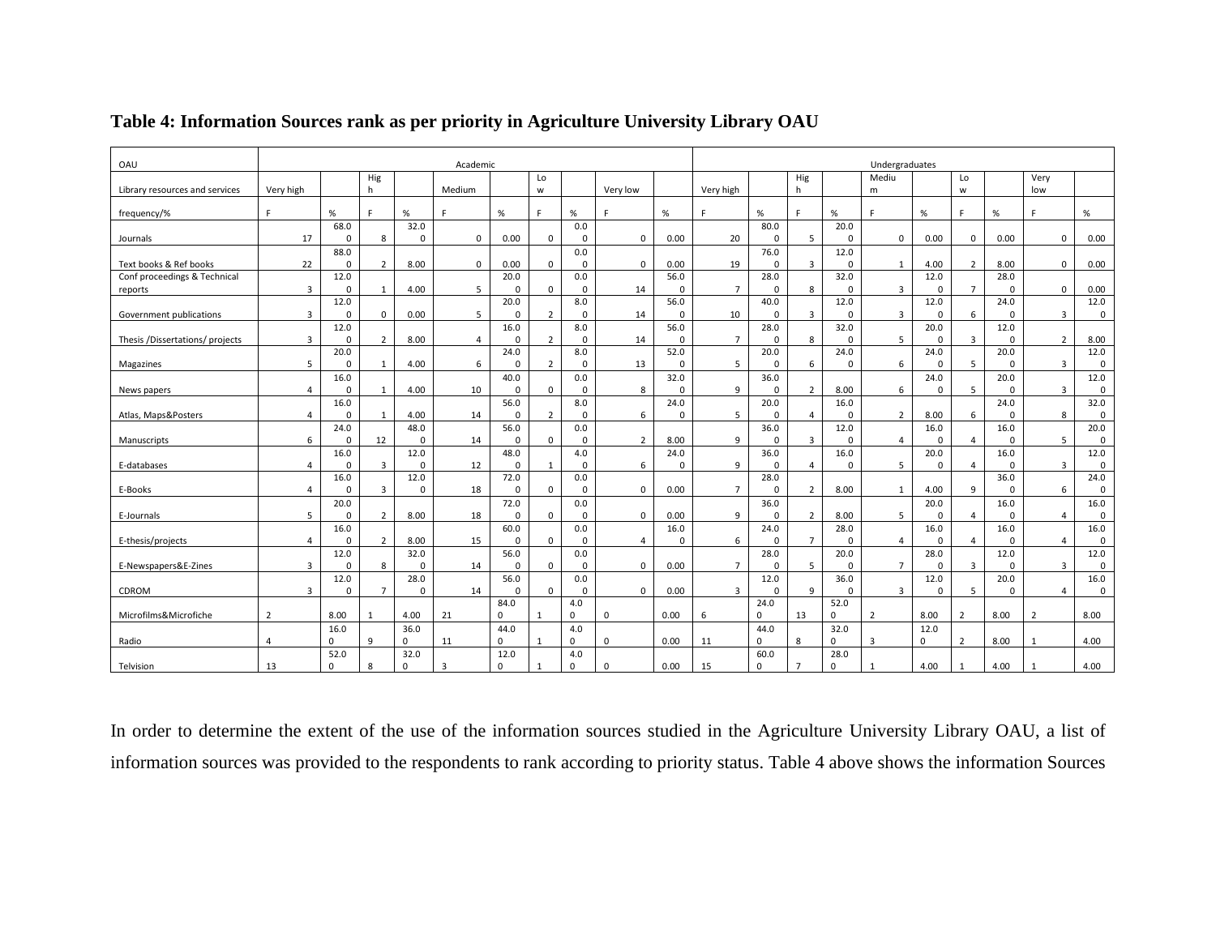**Table 4: Information Sources rank as per priority in Agriculture University Library OAU**

| OAU | Academic | | | | | | | | | | Undergraduates | | | | | | | | | |
|---|---|---|---|---|---|---|---|---|---|---|---|---|---|---|---|---|---|---|---|---|
| Library resources and services | Very high | | High | | Medium | | Low | | Very low | | Very high | | High | | Medium | | Low | | Very low | |
| frequency/% | F | % | F | % | F | % | F | % | F | % | F | % | F | % | F | % | F | % | F | % |
| Journals | 17 | 68.00 | 8 | 32.00 | 0 | 0.00 | 0 | 0.00 | 0 | 0.00 | 20 | 80.00 | 5 | 20.00 | 0 | 0.00 | 0 | 0.00 | 0 | 0.00 |
| Text books & Ref books | 22 | 88.00 | 2 | 8.00 | 0 | 0.00 | 0 | 0.00 | 0 | 0.00 | 19 | 76.00 | 3 | 12.00 | 1 | 4.00 | 2 | 8.00 | 0 | 0.00 |
| Conf proceedings & Technical reports | 3 | 12.00 | 1 | 4.00 | 5 | 20.00 | 0 | 0.00 | 14 | 56.00 | 7 | 28.00 | 8 | 32.00 | 3 | 12.00 | 7 | 28.00 | 0 | 0.00 |
| Government publications | 3 | 12.00 | 0 | 0.00 | 5 | 20.00 | 2 | 8.00 | 14 | 56.00 | 10 | 40.00 | 3 | 12.00 | 3 | 12.00 | 6 | 24.00 | 3 | 12.00 |
| Thesis /Dissertations/ projects | 3 | 12.00 | 2 | 8.00 | 4 | 16.00 | 2 | 8.00 | 14 | 56.00 | 7 | 28.00 | 8 | 32.00 | 5 | 20.00 | 3 | 12.00 | 2 | 8.00 |
| Magazines | 5 | 20.00 | 1 | 4.00 | 6 | 24.00 | 2 | 8.00 | 13 | 52.00 | 5 | 20.00 | 6 | 24.00 | 6 | 24.00 | 5 | 20.00 | 3 | 12.00 |
| News papers | 4 | 16.00 | 1 | 4.00 | 10 | 40.00 | 0 | 0.00 | 8 | 32.00 | 9 | 36.00 | 2 | 8.00 | 6 | 24.00 | 5 | 20.00 | 3 | 12.00 |
| Atlas, Maps&Posters | 4 | 16.00 | 1 | 4.00 | 14 | 56.00 | 2 | 8.00 | 6 | 24.00 | 5 | 20.00 | 4 | 16.00 | 2 | 8.00 | 6 | 24.00 | 8 | 32.00 |
| Manuscripts | 6 | 24.00 | 12 | 48.00 | 14 | 56.00 | 0 | 0.00 | 2 | 8.00 | 9 | 36.00 | 3 | 12.00 | 4 | 16.00 | 4 | 16.00 | 5 | 20.00 |
| E-databases | 4 | 16.00 | 3 | 12.00 | 12 | 48.00 | 1 | 4.00 | 6 | 24.00 | 9 | 36.00 | 4 | 16.00 | 5 | 20.00 | 4 | 16.00 | 3 | 12.00 |
| E-Books | 4 | 16.00 | 3 | 12.00 | 18 | 72.00 | 0 | 0.00 | 0 | 0.00 | 7 | 28.00 | 2 | 8.00 | 1 | 4.00 | 9 | 36.00 | 6 | 24.00 |
| E-Journals | 5 | 20.00 | 2 | 8.00 | 18 | 72.00 | 0 | 0.00 | 0 | 0.00 | 9 | 36.00 | 2 | 8.00 | 5 | 20.00 | 4 | 16.00 | 4 | 16.00 |
| E-thesis/projects | 4 | 16.00 | 2 | 8.00 | 15 | 60.00 | 0 | 0.00 | 4 | 16.00 | 6 | 24.00 | 7 | 28.00 | 4 | 16.00 | 4 | 16.00 | 4 | 16.00 |
| E-Newspapers&E-Zines | 3 | 12.00 | 8 | 32.00 | 14 | 56.00 | 0 | 0.00 | 0 | 0.00 | 7 | 28.00 | 5 | 20.00 | 7 | 28.00 | 3 | 12.00 | 3 | 12.00 |
| CDROM | 3 | 12.00 | 7 | 28.00 | 14 | 56.00 | 0 | 0.00 | 0 | 0.00 | 3 | 12.00 | 9 | 36.00 | 3 | 12.00 | 5 | 20.00 | 4 | 16.00 |
| Microfilms&Microfiche | 2 | 8.00 | 1 | 4.00 | 21 | 84.00 | 1 | 4.00 | 0 | 0.00 | 6 | 24.00 | 13 | 52.00 | 2 | 8.00 | 2 | 8.00 | 2 | 8.00 |
| Radio | 4 | 16.00 | 9 | 36.00 | 11 | 44.00 | 1 | 4.00 | 0 | 0.00 | 11 | 44.00 | 8 | 32.00 | 3 | 12.00 | 2 | 8.00 | 1 | 4.00 |
| Telvision | 13 | 52.00 | 8 | 32.00 | 3 | 12.00 | 1 | 4.00 | 0 | 0.00 | 15 | 60.00 | 7 | 28.00 | 1 | 4.00 | 1 | 4.00 | 1 | 4.00 |

In order to determine the extent of the use of the information sources studied in the Agriculture University Library OAU, a list of information sources was provided to the respondents to rank according to priority status. Table 4 above shows the information Sources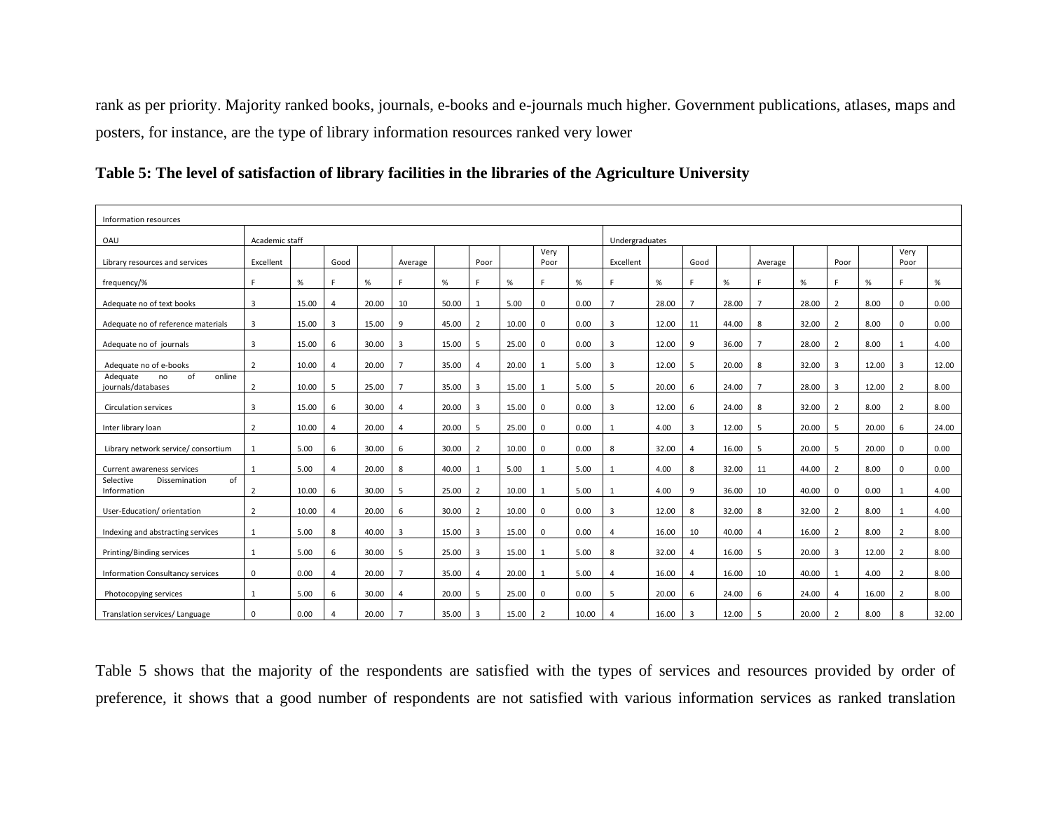rank as per priority. Majority ranked books, journals, e-books and e-journals much higher. Government publications, atlases, maps and posters, for instance, are the type of library information resources ranked very lower

**Table 5: The level of satisfaction of library facilities in the libraries of the Agriculture University**

| Information resources | | | | | | | | | | | | | | | | | | | | |
|---|---|---|---|---|---|---|---|---|---|---|---|---|---|---|---|---|---|---|---|---|
| OAU | Academic staff | | | | | | | | | | Undergraduates | | | | | | | | | |
| Library resources and services | Excellent | | Good | | Average | | Poor | | Very Poor | | Excellent | | Good | | Average | | Poor | | Very Poor | |
| frequency/% | F | % | F | % | F | % | F | % | F | % | F | % | F | % | F | % | F | % | F | % |
| Adequate no of text books | 3 | 15.00 | 4 | 20.00 | 10 | 50.00 | 1 | 5.00 | 0 | 0.00 | 7 | 28.00 | 7 | 28.00 | 7 | 28.00 | 2 | 8.00 | 0 | 0.00 |
| Adequate no of reference materials | 3 | 15.00 | 3 | 15.00 | 9 | 45.00 | 2 | 10.00 | 0 | 0.00 | 3 | 12.00 | 11 | 44.00 | 8 | 32.00 | 2 | 8.00 | 0 | 0.00 |
| Adequate no of journals | 3 | 15.00 | 6 | 30.00 | 3 | 15.00 | 5 | 25.00 | 0 | 0.00 | 3 | 12.00 | 9 | 36.00 | 7 | 28.00 | 2 | 8.00 | 1 | 4.00 |
| Adequate no of e-books | 2 | 10.00 | 4 | 20.00 | 7 | 35.00 | 4 | 20.00 | 1 | 5.00 | 3 | 12.00 | 5 | 20.00 | 8 | 32.00 | 3 | 12.00 | 3 | 12.00 |
| Adequate no of online journals/databases | 2 | 10.00 | 5 | 25.00 | 7 | 35.00 | 3 | 15.00 | 1 | 5.00 | 5 | 20.00 | 6 | 24.00 | 7 | 28.00 | 3 | 12.00 | 2 | 8.00 |
| Circulation services | 3 | 15.00 | 6 | 30.00 | 4 | 20.00 | 3 | 15.00 | 0 | 0.00 | 3 | 12.00 | 6 | 24.00 | 8 | 32.00 | 2 | 8.00 | 2 | 8.00 |
| Inter library loan | 2 | 10.00 | 4 | 20.00 | 4 | 20.00 | 5 | 25.00 | 0 | 0.00 | 1 | 4.00 | 3 | 12.00 | 5 | 20.00 | 5 | 20.00 | 6 | 24.00 |
| Library network service/ consortium | 1 | 5.00 | 6 | 30.00 | 6 | 30.00 | 2 | 10.00 | 0 | 0.00 | 8 | 32.00 | 4 | 16.00 | 5 | 20.00 | 5 | 20.00 | 0 | 0.00 |
| Current awareness services | 1 | 5.00 | 4 | 20.00 | 8 | 40.00 | 1 | 5.00 | 1 | 5.00 | 1 | 4.00 | 8 | 32.00 | 11 | 44.00 | 2 | 8.00 | 0 | 0.00 |
| Selective Dissemination of Information | 2 | 10.00 | 6 | 30.00 | 5 | 25.00 | 2 | 10.00 | 1 | 5.00 | 1 | 4.00 | 9 | 36.00 | 10 | 40.00 | 0 | 0.00 | 1 | 4.00 |
| User-Education/ orientation | 2 | 10.00 | 4 | 20.00 | 6 | 30.00 | 2 | 10.00 | 0 | 0.00 | 3 | 12.00 | 8 | 32.00 | 8 | 32.00 | 2 | 8.00 | 1 | 4.00 |
| Indexing and abstracting services | 1 | 5.00 | 8 | 40.00 | 3 | 15.00 | 3 | 15.00 | 0 | 0.00 | 4 | 16.00 | 10 | 40.00 | 4 | 16.00 | 2 | 8.00 | 2 | 8.00 |
| Printing/Binding services | 1 | 5.00 | 6 | 30.00 | 5 | 25.00 | 3 | 15.00 | 1 | 5.00 | 8 | 32.00 | 4 | 16.00 | 5 | 20.00 | 3 | 12.00 | 2 | 8.00 |
| Information Consultancy services | 0 | 0.00 | 4 | 20.00 | 7 | 35.00 | 4 | 20.00 | 1 | 5.00 | 4 | 16.00 | 4 | 16.00 | 10 | 40.00 | 1 | 4.00 | 2 | 8.00 |
| Photocopying services | 1 | 5.00 | 6 | 30.00 | 4 | 20.00 | 5 | 25.00 | 0 | 0.00 | 5 | 20.00 | 6 | 24.00 | 6 | 24.00 | 4 | 16.00 | 2 | 8.00 |
| Translation services/ Language | 0 | 0.00 | 4 | 20.00 | 7 | 35.00 | 3 | 15.00 | 2 | 10.00 | 4 | 16.00 | 3 | 12.00 | 5 | 20.00 | 2 | 8.00 | 8 | 32.00 |

Table 5 shows that the majority of the respondents are satisfied with the types of services and resources provided by order of preference, it shows that a good number of respondents are not satisfied with various information services as ranked translation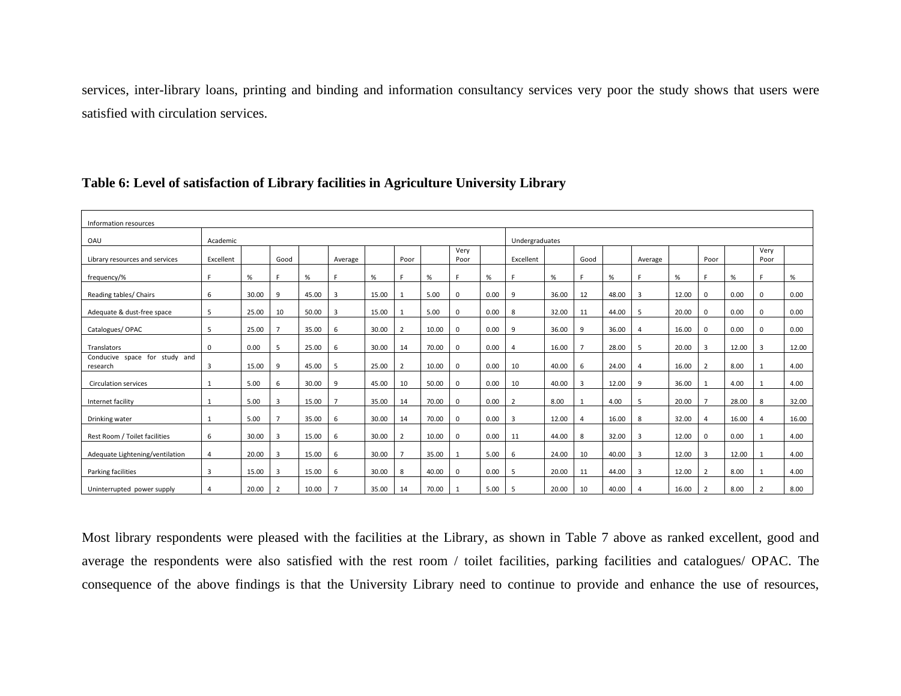services, inter-library loans, printing and binding and information consultancy services very poor the study shows that users were satisfied with circulation services.

**Table 6: Level of satisfaction of Library facilities in Agriculture University Library**

| Information resources | | | | | | | | | | | | | | | | | | | | |
|---|---|---|---|---|---|---|---|---|---|---|---|---|---|---|---|---|---|---|---|---|
| OAU | Academic | | | | | | | | | | Undergraduates | | | | | | | | | |
| Library resources and services | Excellent | | Good | | Average | | Poor | | Very Poor | | Excellent | | Good | | Average | | Poor | | Very Poor | |
| frequency/% | F | % | F | % | F | % | F | % | F | % | F | % | F | % | F | % | F | % | F | % |
| Reading tables/ Chairs | 6 | 30.00 | 9 | 45.00 | 3 | 15.00 | 1 | 5.00 | 0 | 0.00 | 9 | 36.00 | 12 | 48.00 | 3 | 12.00 | 0 | 0.00 | 0 | 0.00 |
| Adequate & dust-free space | 5 | 25.00 | 10 | 50.00 | 3 | 15.00 | 1 | 5.00 | 0 | 0.00 | 8 | 32.00 | 11 | 44.00 | 5 | 20.00 | 0 | 0.00 | 0 | 0.00 |
| Catalogues/ OPAC | 5 | 25.00 | 7 | 35.00 | 6 | 30.00 | 2 | 10.00 | 0 | 0.00 | 9 | 36.00 | 9 | 36.00 | 4 | 16.00 | 0 | 0.00 | 0 | 0.00 |
| Translators | 0 | 0.00 | 5 | 25.00 | 6 | 30.00 | 14 | 70.00 | 0 | 0.00 | 4 | 16.00 | 7 | 28.00 | 5 | 20.00 | 3 | 12.00 | 3 | 12.00 |
| Conducive space for study and research | 3 | 15.00 | 9 | 45.00 | 5 | 25.00 | 2 | 10.00 | 0 | 0.00 | 10 | 40.00 | 6 | 24.00 | 4 | 16.00 | 2 | 8.00 | 1 | 4.00 |
| Circulation services | 1 | 5.00 | 6 | 30.00 | 9 | 45.00 | 10 | 50.00 | 0 | 0.00 | 10 | 40.00 | 3 | 12.00 | 9 | 36.00 | 1 | 4.00 | 1 | 4.00 |
| Internet facility | 1 | 5.00 | 3 | 15.00 | 7 | 35.00 | 14 | 70.00 | 0 | 0.00 | 2 | 8.00 | 1 | 4.00 | 5 | 20.00 | 7 | 28.00 | 8 | 32.00 |
| Drinking water | 1 | 5.00 | 7 | 35.00 | 6 | 30.00 | 14 | 70.00 | 0 | 0.00 | 3 | 12.00 | 4 | 16.00 | 8 | 32.00 | 4 | 16.00 | 4 | 16.00 |
| Rest Room / Toilet facilities | 6 | 30.00 | 3 | 15.00 | 6 | 30.00 | 2 | 10.00 | 0 | 0.00 | 11 | 44.00 | 8 | 32.00 | 3 | 12.00 | 0 | 0.00 | 1 | 4.00 |
| Adequate Lightening/ventilation | 4 | 20.00 | 3 | 15.00 | 6 | 30.00 | 7 | 35.00 | 1 | 5.00 | 6 | 24.00 | 10 | 40.00 | 3 | 12.00 | 3 | 12.00 | 1 | 4.00 |
| Parking facilities | 3 | 15.00 | 3 | 15.00 | 6 | 30.00 | 8 | 40.00 | 0 | 0.00 | 5 | 20.00 | 11 | 44.00 | 3 | 12.00 | 2 | 8.00 | 1 | 4.00 |
| Uninterrupted power supply | 4 | 20.00 | 2 | 10.00 | 7 | 35.00 | 14 | 70.00 | 1 | 5.00 | 5 | 20.00 | 10 | 40.00 | 4 | 16.00 | 2 | 8.00 | 2 | 8.00 |

Most library respondents were pleased with the facilities at the Library, as shown in Table 7 above as ranked excellent, good and average the respondents were also satisfied with the rest room / toilet facilities, parking facilities and catalogues/ OPAC. The consequence of the above findings is that the University Library need to continue to provide and enhance the use of resources,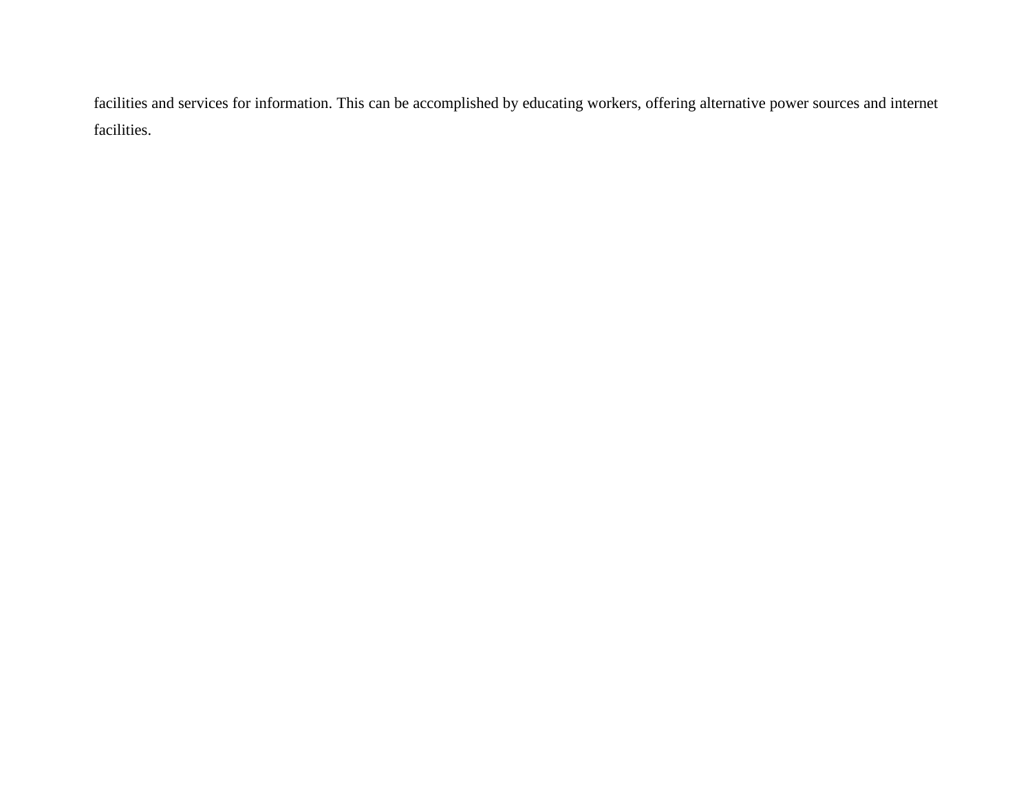facilities and services for information. This can be accomplished by educating workers, offering alternative power sources and internet facilities.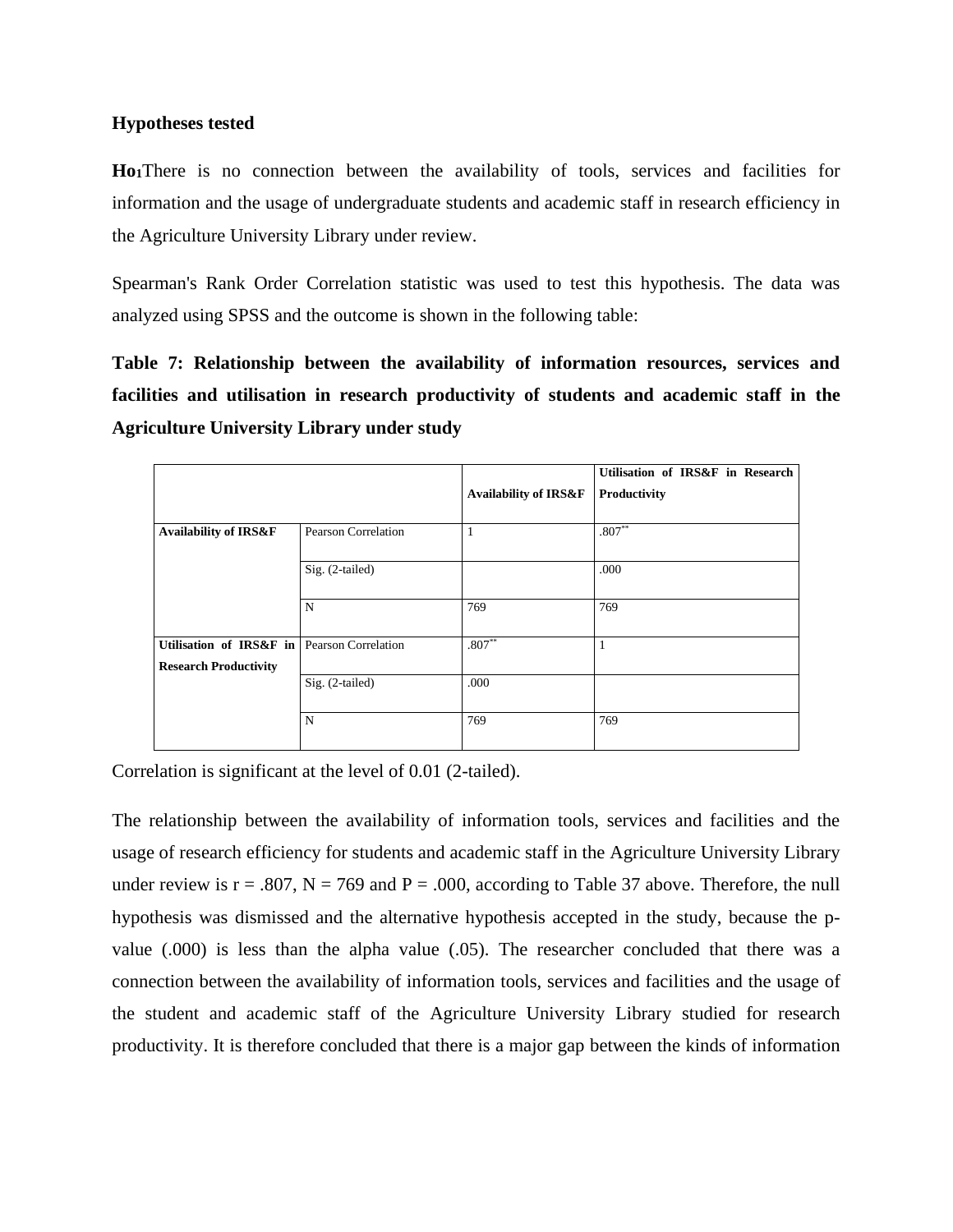**Hypotheses tested**

**$Ho_1$**There is no connection between the availability of tools, services and facilities for information and the usage of undergraduate students and academic staff in research efficiency in the Agriculture University Library under review.

Spearman's Rank Order Correlation statistic was used to test this hypothesis. The data was analyzed using SPSS and the outcome is shown in the following table:

**Table 7: Relationship between the availability of information resources, services and facilities and utilisation in research productivity of students and academic staff in the Agriculture University Library under study**

| | | **Availability of IRS&F** | **Utilisation of IRS&F in Research Productivity** |
|---|---|---|---|
| **Availability of IRS&F** | Pearson Correlation | 1 | .807** |
| | Sig. (2-tailed) | | .000 |
| | N | 769 | 769 |
| **Utilisation of IRS&F in Research Productivity** | Pearson Correlation | .807** | 1 |
| | Sig. (2-tailed) | .000 | |
| | N | 769 | 769 |

Correlation is significant at the level of 0.01 (2-tailed).

The relationship between the availability of information tools, services and facilities and the usage of research efficiency for students and academic staff in the Agriculture University Library under review is r = .807, N = 769 and P = .000, according to Table 37 above. Therefore, the null hypothesis was dismissed and the alternative hypothesis accepted in the study, because the p-value (.000) is less than the alpha value (.05). The researcher concluded that there was a connection between the availability of information tools, services and facilities and the usage of the student and academic staff of the Agriculture University Library studied for research productivity. It is therefore concluded that there is a major gap between the kinds of information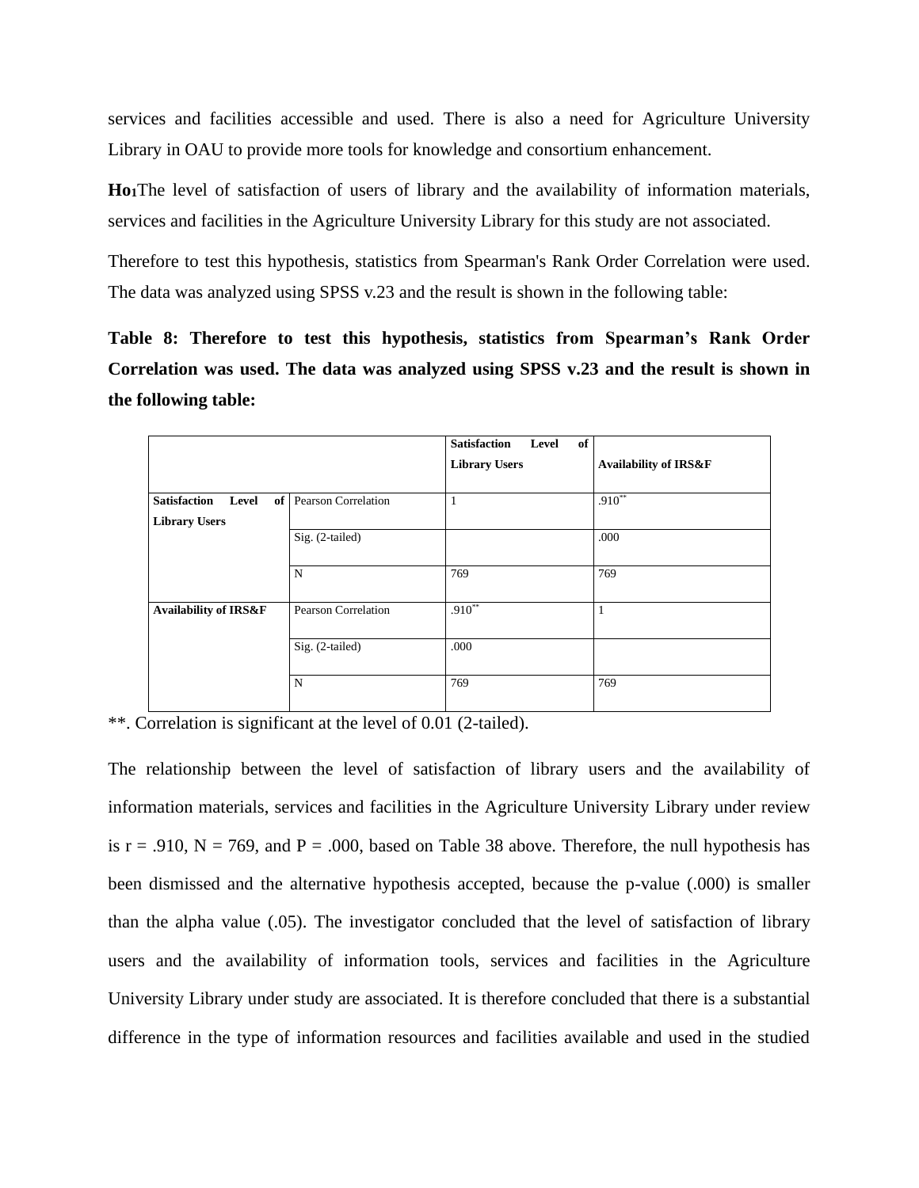services and facilities accessible and used. There is also a need for Agriculture University Library in OAU to provide more tools for knowledge and consortium enhancement.

**Ho1**The level of satisfaction of users of library and the availability of information materials, services and facilities in the Agriculture University Library for this study are not associated.

Therefore to test this hypothesis, statistics from Spearman's Rank Order Correlation were used. The data was analyzed using SPSS v.23 and the result is shown in the following table:

**Table 8: Therefore to test this hypothesis, statistics from Spearman's Rank Order Correlation was used. The data was analyzed using SPSS v.23 and the result is shown in the following table:**

| | | **Satisfaction Level of Library Users** | **Availability of IRS&F** |
|---|---|---|---|
| **Satisfaction Level of Library Users** | Pearson Correlation | 1 | .910** |
| | Sig. (2-tailed) | | .000 |
| | N | 769 | 769 |
| **Availability of IRS&F** | Pearson Correlation | .910** | 1 |
| | Sig. (2-tailed) | .000 | |
| | N | 769 | 769 |

**. Correlation is significant at the level of 0.01 (2-tailed).

The relationship between the level of satisfaction of library users and the availability of information materials, services and facilities in the Agriculture University Library under review is r = .910, N = 769, and P = .000, based on Table 38 above. Therefore, the null hypothesis has been dismissed and the alternative hypothesis accepted, because the p-value (.000) is smaller than the alpha value (.05). The investigator concluded that the level of satisfaction of library users and the availability of information tools, services and facilities in the Agriculture University Library under study are associated. It is therefore concluded that there is a substantial difference in the type of information resources and facilities available and used in the studied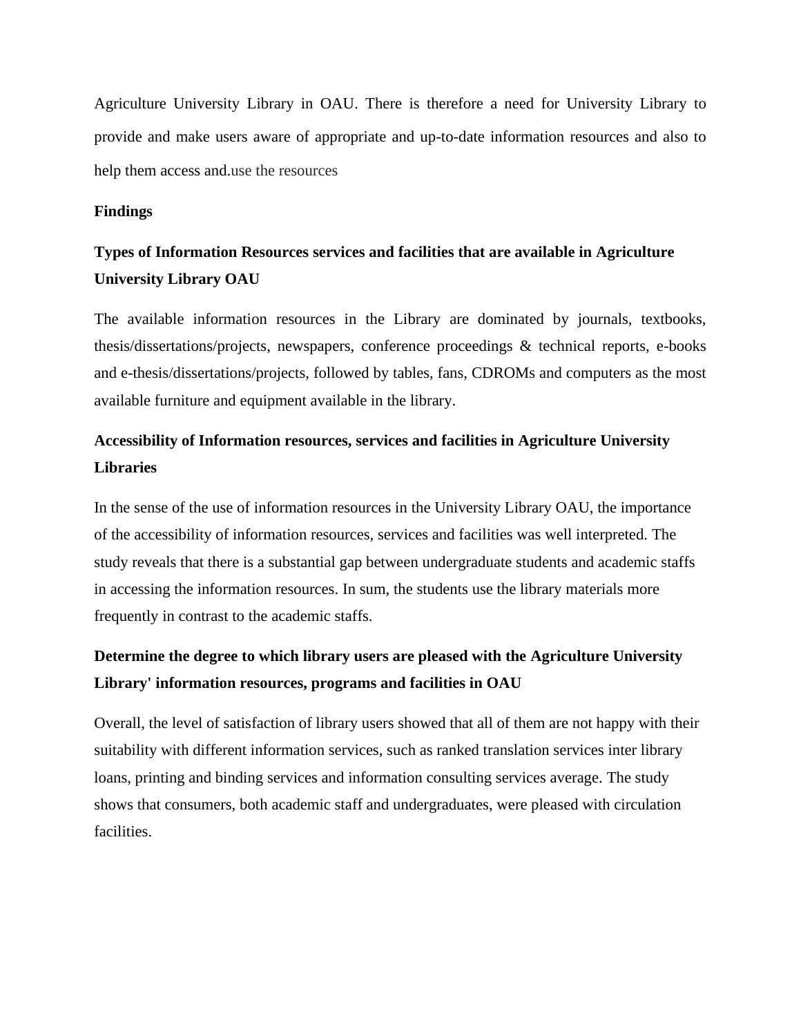Agriculture University Library in OAU. There is therefore a need for University Library to provide and make users aware of appropriate and up-to-date information resources and also to help them access and.use the resources

## Findings

### Types of Information Resources services and facilities that are available in Agriculture University Library OAU

The available information resources in the Library are dominated by journals, textbooks, thesis/dissertations/projects, newspapers, conference proceedings & technical reports, e-books and e-thesis/dissertations/projects, followed by tables, fans, CDROMs and computers as the most available furniture and equipment available in the library.

### Accessibility of Information resources, services and facilities in Agriculture University Libraries

In the sense of the use of information resources in the University Library OAU, the importance of the accessibility of information resources, services and facilities was well interpreted. The study reveals that there is a substantial gap between undergraduate students and academic staffs in accessing the information resources. In sum, the students use the library materials more frequently in contrast to the academic staffs.

### Determine the degree to which library users are pleased with the Agriculture University Library' information resources, programs and facilities in OAU

Overall, the level of satisfaction of library users showed that all of them are not happy with their suitability with different information services, such as ranked translation services inter library loans, printing and binding services and information consulting services average. The study shows that consumers, both academic staff and undergraduates, were pleased with circulation facilities.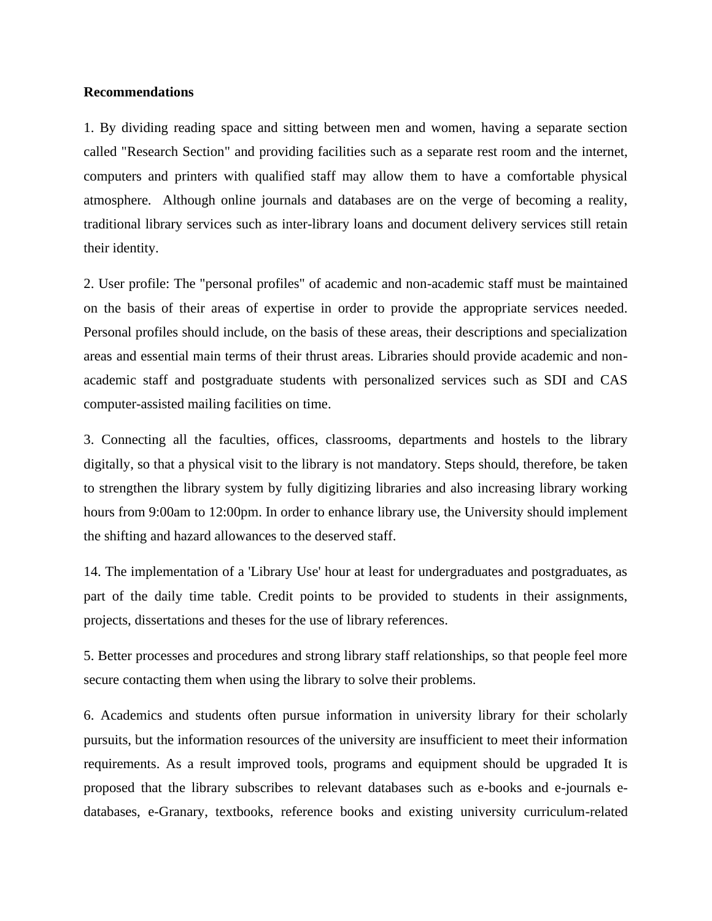**Recommendations**

1. By dividing reading space and sitting between men and women, having a separate section called "Research Section" and providing facilities such as a separate rest room and the internet, computers and printers with qualified staff may allow them to have a comfortable physical atmosphere. Although online journals and databases are on the verge of becoming a reality, traditional library services such as inter-library loans and document delivery services still retain their identity.

2. User profile: The "personal profiles" of academic and non-academic staff must be maintained on the basis of their areas of expertise in order to provide the appropriate services needed. Personal profiles should include, on the basis of these areas, their descriptions and specialization areas and essential main terms of their thrust areas. Libraries should provide academic and non-academic staff and postgraduate students with personalized services such as SDI and CAS computer-assisted mailing facilities on time.

3. Connecting all the faculties, offices, classrooms, departments and hostels to the library digitally, so that a physical visit to the library is not mandatory. Steps should, therefore, be taken to strengthen the library system by fully digitizing libraries and also increasing library working hours from 9:00am to 12:00pm. In order to enhance library use, the University should implement the shifting and hazard allowances to the deserved staff.

14. The implementation of a 'Library Use' hour at least for undergraduates and postgraduates, as part of the daily time table. Credit points to be provided to students in their assignments, projects, dissertations and theses for the use of library references.

5. Better processes and procedures and strong library staff relationships, so that people feel more secure contacting them when using the library to solve their problems.

6. Academics and students often pursue information in university library for their scholarly pursuits, but the information resources of the university are insufficient to meet their information requirements. As a result improved tools, programs and equipment should be upgraded It is proposed that the library subscribes to relevant databases such as e-books and e-journals e-databases, e-Granary, textbooks, reference books and existing university curriculum-related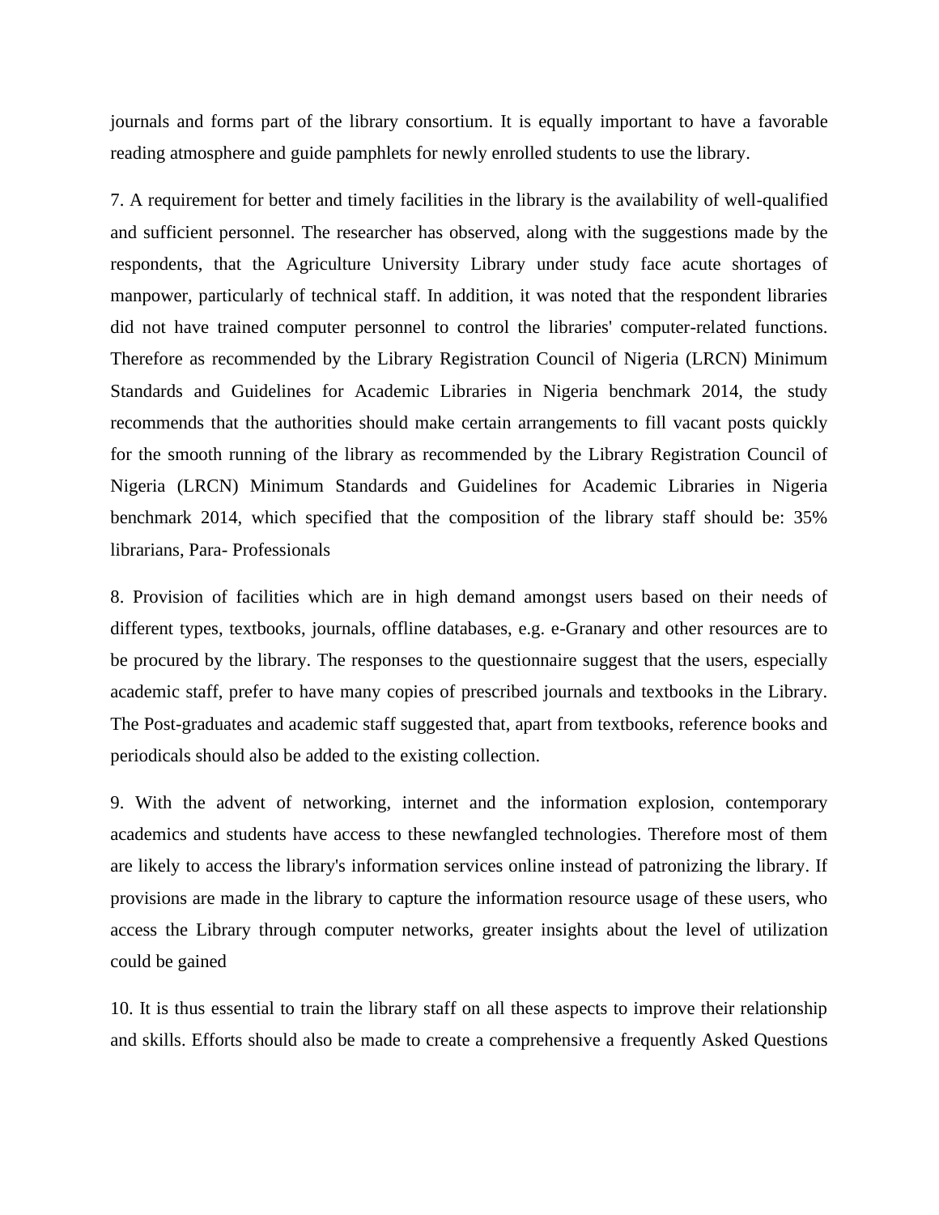journals and forms part of the library consortium. It is equally important to have a favorable reading atmosphere and guide pamphlets for newly enrolled students to use the library.

7. A requirement for better and timely facilities in the library is the availability of well-qualified and sufficient personnel. The researcher has observed, along with the suggestions made by the respondents, that the Agriculture University Library under study face acute shortages of manpower, particularly of technical staff. In addition, it was noted that the respondent libraries did not have trained computer personnel to control the libraries' computer-related functions. Therefore as recommended by the Library Registration Council of Nigeria (LRCN) Minimum Standards and Guidelines for Academic Libraries in Nigeria benchmark 2014, the study recommends that the authorities should make certain arrangements to fill vacant posts quickly for the smooth running of the library as recommended by the Library Registration Council of Nigeria (LRCN) Minimum Standards and Guidelines for Academic Libraries in Nigeria benchmark 2014, which specified that the composition of the library staff should be: 35% librarians, Para- Professionals

8. Provision of facilities which are in high demand amongst users based on their needs of different types, textbooks, journals, offline databases, e.g. e-Granary and other resources are to be procured by the library. The responses to the questionnaire suggest that the users, especially academic staff, prefer to have many copies of prescribed journals and textbooks in the Library. The Post-graduates and academic staff suggested that, apart from textbooks, reference books and periodicals should also be added to the existing collection.

9. With the advent of networking, internet and the information explosion, contemporary academics and students have access to these newfangled technologies. Therefore most of them are likely to access the library's information services online instead of patronizing the library. If provisions are made in the library to capture the information resource usage of these users, who access the Library through computer networks, greater insights about the level of utilization could be gained

10. It is thus essential to train the library staff on all these aspects to improve their relationship and skills. Efforts should also be made to create a comprehensive a frequently Asked Questions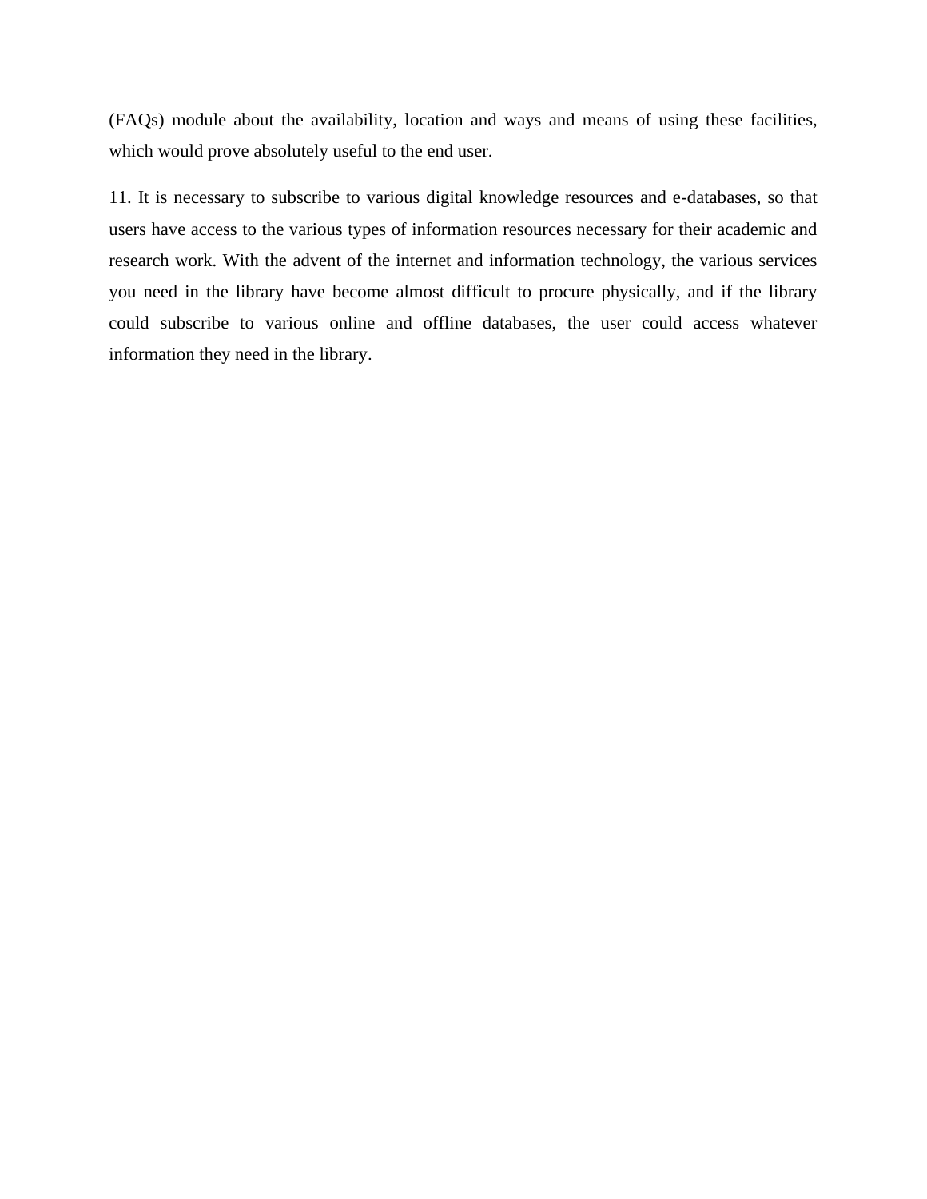(FAQs) module about the availability, location and ways and means of using these facilities, which would prove absolutely useful to the end user.

11. It is necessary to subscribe to various digital knowledge resources and e-databases, so that users have access to the various types of information resources necessary for their academic and research work. With the advent of the internet and information technology, the various services you need in the library have become almost difficult to procure physically, and if the library could subscribe to various online and offline databases, the user could access whatever information they need in the library.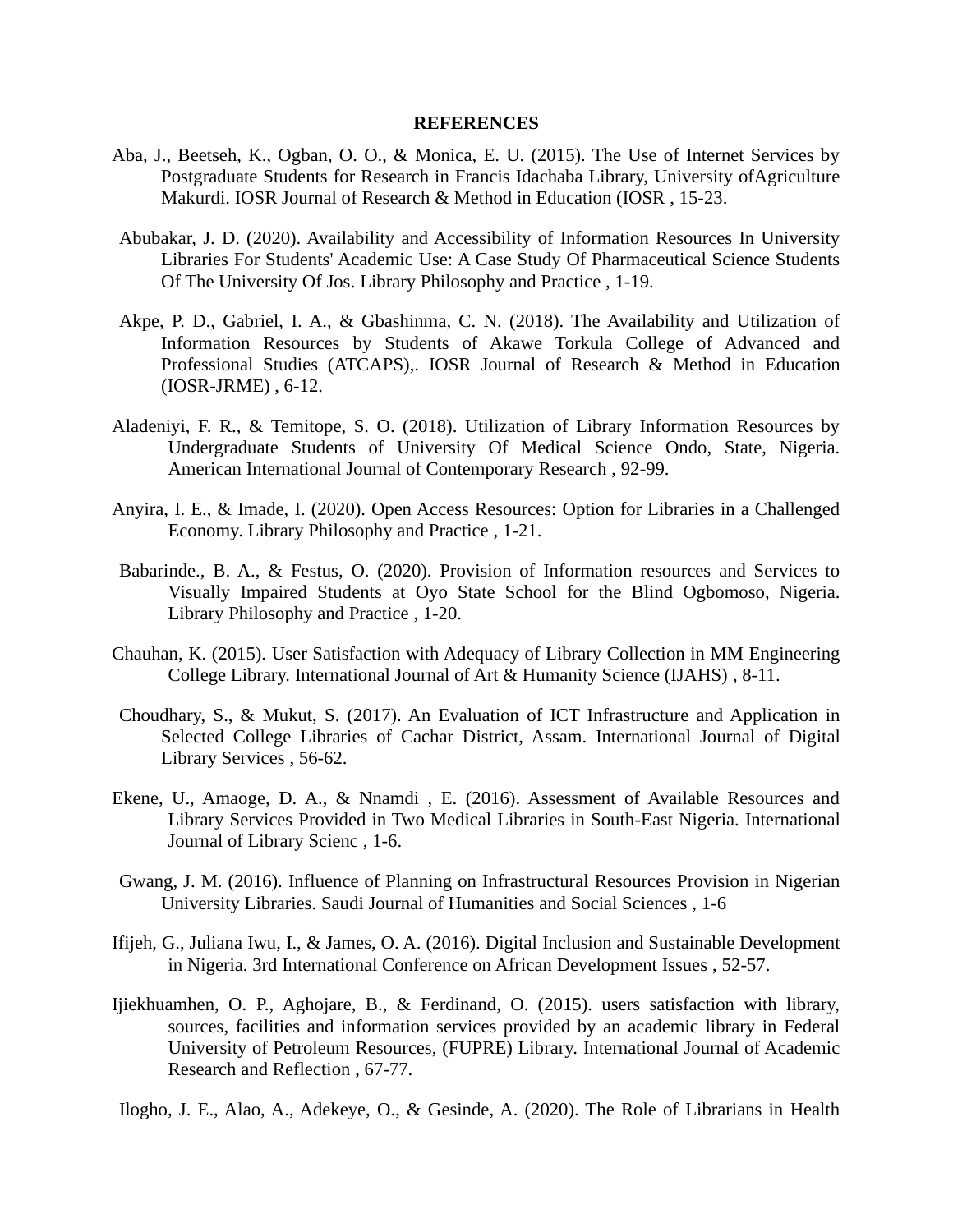## REFERENCES

Aba, J., Beetseh, K., Ogban, O. O., & Monica, E. U. (2015). The Use of Internet Services by Postgraduate Students for Research in Francis Idachaba Library, University ofAgriculture Makurdi. IOSR Journal of Research & Method in Education (IOSR , 15-23.

Abubakar, J. D. (2020). Availability and Accessibility of Information Resources In University Libraries For Students' Academic Use: A Case Study Of Pharmaceutical Science Students Of The University Of Jos. Library Philosophy and Practice , 1-19.

Akpe, P. D., Gabriel, I. A., & Gbashinma, C. N. (2018). The Availability and Utilization of Information Resources by Students of Akawe Torkula College of Advanced and Professional Studies (ATCAPS),. IOSR Journal of Research & Method in Education (IOSR-JRME) , 6-12.

Aladeniyi, F. R., & Temitope, S. O. (2018). Utilization of Library Information Resources by Undergraduate Students of University Of Medical Science Ondo, State, Nigeria. American International Journal of Contemporary Research , 92-99.

Anyira, I. E., & Imade, I. (2020). Open Access Resources: Option for Libraries in a Challenged Economy. Library Philosophy and Practice , 1-21.

Babarinde., B. A., & Festus, O. (2020). Provision of Information resources and Services to Visually Impaired Students at Oyo State School for the Blind Ogbomoso, Nigeria. Library Philosophy and Practice , 1-20.

Chauhan, K. (2015). User Satisfaction with Adequacy of Library Collection in MM Engineering College Library. International Journal of Art & Humanity Science (IJAHS) , 8-11.

Choudhary, S., & Mukut, S. (2017). An Evaluation of ICT Infrastructure and Application in Selected College Libraries of Cachar District, Assam. International Journal of Digital Library Services , 56-62.

Ekene, U., Amaoge, D. A., & Nnamdi , E. (2016). Assessment of Available Resources and Library Services Provided in Two Medical Libraries in South-East Nigeria. International Journal of Library Scienc , 1-6.

Gwang, J. M. (2016). Influence of Planning on Infrastructural Resources Provision in Nigerian University Libraries. Saudi Journal of Humanities and Social Sciences , 1-6

Ifijeh, G., Juliana Iwu, I., & James, O. A. (2016). Digital Inclusion and Sustainable Development in Nigeria. 3rd International Conference on African Development Issues , 52-57.

Ijiekhuamhen, O. P., Aghojare, B., & Ferdinand, O. (2015). users satisfaction with library, sources, facilities and information services provided by an academic library in Federal University of Petroleum Resources, (FUPRE) Library. International Journal of Academic Research and Reflection , 67-77.

Ilogho, J. E., Alao, A., Adekeye, O., & Gesinde, A. (2020). The Role of Librarians in Health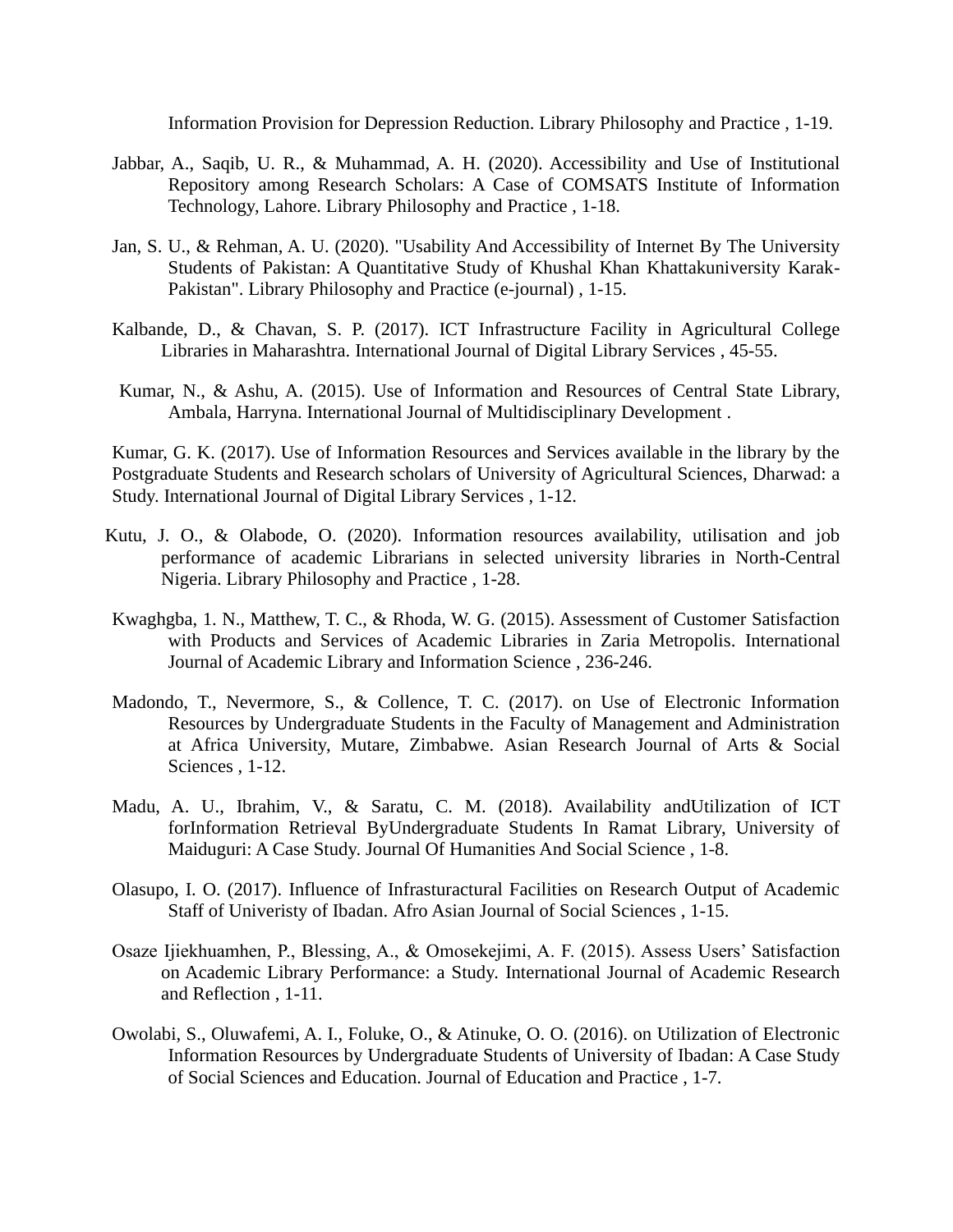Information Provision for Depression Reduction. Library Philosophy and Practice , 1-19.

Jabbar, A., Saqib, U. R., & Muhammad, A. H. (2020). Accessibility and Use of Institutional Repository among Research Scholars: A Case of COMSATS Institute of Information Technology, Lahore. Library Philosophy and Practice , 1-18.

Jan, S. U., & Rehman, A. U. (2020). "Usability And Accessibility of Internet By The University Students of Pakistan: A Quantitative Study of Khushal Khan Khattakuniversity Karak-Pakistan". Library Philosophy and Practice (e-journal) , 1-15.

Kalbande, D., & Chavan, S. P. (2017). ICT Infrastructure Facility in Agricultural College Libraries in Maharashtra. International Journal of Digital Library Services , 45-55.

Kumar, N., & Ashu, A. (2015). Use of Information and Resources of Central State Library, Ambala, Harryna. International Journal of Multidisciplinary Development .

Kumar, G. K. (2017). Use of Information Resources and Services available in the library by the Postgraduate Students and Research scholars of University of Agricultural Sciences, Dharwad: a Study. International Journal of Digital Library Services , 1-12.

Kutu, J. O., & Olabode, O. (2020). Information resources availability, utilisation and job performance of academic Librarians in selected university libraries in North-Central Nigeria. Library Philosophy and Practice , 1-28.

Kwaghgba, 1. N., Matthew, T. C., & Rhoda, W. G. (2015). Assessment of Customer Satisfaction with Products and Services of Academic Libraries in Zaria Metropolis. International Journal of Academic Library and Information Science , 236-246.

Madondo, T., Nevermore, S., & Collence, T. C. (2017). on Use of Electronic Information Resources by Undergraduate Students in the Faculty of Management and Administration at Africa University, Mutare, Zimbabwe. Asian Research Journal of Arts & Social Sciences , 1-12.

Madu, A. U., Ibrahim, V., & Saratu, C. M. (2018). Availability andUtilization of ICT forInformation Retrieval ByUndergraduate Students In Ramat Library, University of Maiduguri: A Case Study. Journal Of Humanities And Social Science , 1-8.

Olasupo, I. O. (2017). Influence of Infrasturactural Facilities on Research Output of Academic Staff of Univeristy of Ibadan. Afro Asian Journal of Social Sciences , 1-15.

Osaze Ijiekhuamhen, P., Blessing, A., & Omosekejimi, A. F. (2015). Assess Users' Satisfaction on Academic Library Performance: a Study. International Journal of Academic Research and Reflection , 1-11.

Owolabi, S., Oluwafemi, A. I., Foluke, O., & Atinuke, O. O. (2016). on Utilization of Electronic Information Resources by Undergraduate Students of University of Ibadan: A Case Study of Social Sciences and Education. Journal of Education and Practice , 1-7.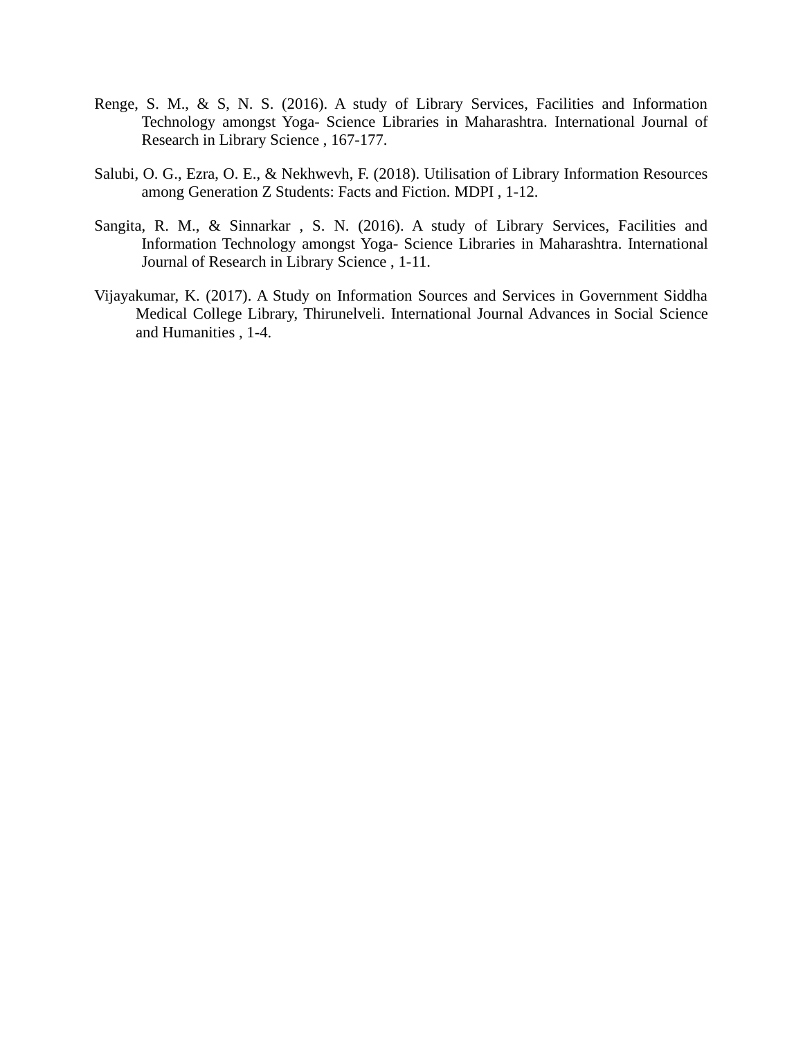Renge, S. M., & S, N. S. (2016). A study of Library Services, Facilities and Information Technology amongst Yoga- Science Libraries in Maharashtra. International Journal of Research in Library Science , 167-177.

Salubi, O. G., Ezra, O. E., & Nekhwevh, F. (2018). Utilisation of Library Information Resources among Generation Z Students: Facts and Fiction. MDPI , 1-12.

Sangita, R. M., & Sinnarkar , S. N. (2016). A study of Library Services, Facilities and Information Technology amongst Yoga- Science Libraries in Maharashtra. International Journal of Research in Library Science , 1-11.

Vijayakumar, K. (2017). A Study on Information Sources and Services in Government Siddha Medical College Library, Thirunelveli. International Journal Advances in Social Science and Humanities , 1-4.